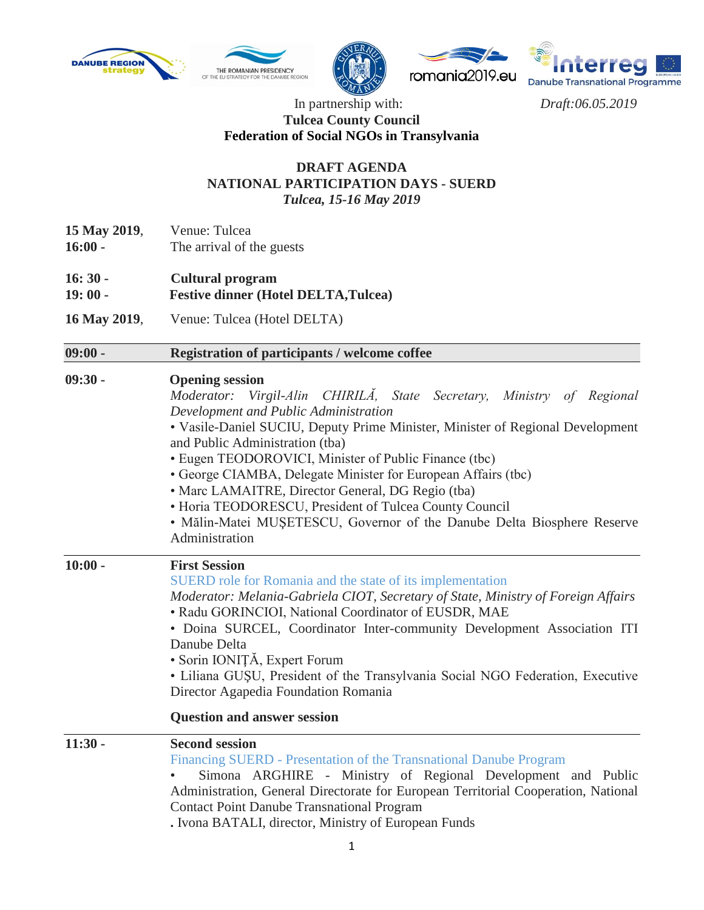In partnership with:
**Tulcea County Council**
**Federation of Social NGOs in Transylvania**

*Draft:06.05.2019*

# DRAFT AGENDA
## NATIONAL PARTICIPATION DAYS - SUERD
*Tulcea, 15-16 May 2019*

**15 May 2019**, Venue: Tulcea

**16:00 -** The arrival of the guests

**16: 30 -** **Cultural program**

**19: 00 -** **Festive dinner (Hotel DELTA,Tulcea)**

**16 May 2019**, Venue: Tulcea (Hotel DELTA)

---

**09:00 -** **Registration of participants / welcome coffee**

---

**09:30 -** **Opening session**

*Moderator: Virgil-Alin CHIRILĂ, State Secretary, Ministry of Regional Development and Public Administration*

- Vasile-Daniel SUCIU, Deputy Prime Minister, Minister of Regional Development and Public Administration (tba)
- Eugen TEODOROVICI, Minister of Public Finance (tbc)
- George CIAMBA, Delegate Minister for European Affairs (tbc)
- Marc LAMAITRE, Director General, DG Regio (tba)
- Horia TEODORESCU, President of Tulcea County Council
- Mălin-Matei MUŞETESCU, Governor of the Danube Delta Biosphere Reserve Administration

---

**10:00 -** **First Session**

SUERD role for Romania and the state of its implementation

*Moderator: Melania-Gabriela CIOT, Secretary of State, Ministry of Foreign Affairs*

- Radu GORINCIOI, National Coordinator of EUSDR, MAE
- Doina SURCEL, Coordinator Inter-community Development Association ITI Danube Delta
- Sorin IONIŢĂ, Expert Forum
- Liliana GUŞU, President of the Transylvania Social NGO Federation, Executive Director Agapedia Foundation Romania

**Question and answer session**

---

**11:30 -** **Second session**

Financing SUERD - Presentation of the Transnational Danube Program

- Simona ARGHIRE - Ministry of Regional Development and Public Administration, General Directorate for European Territorial Cooperation, National Contact Point Danube Transnational Program

. Ivona BATALI, director, Ministry of European Funds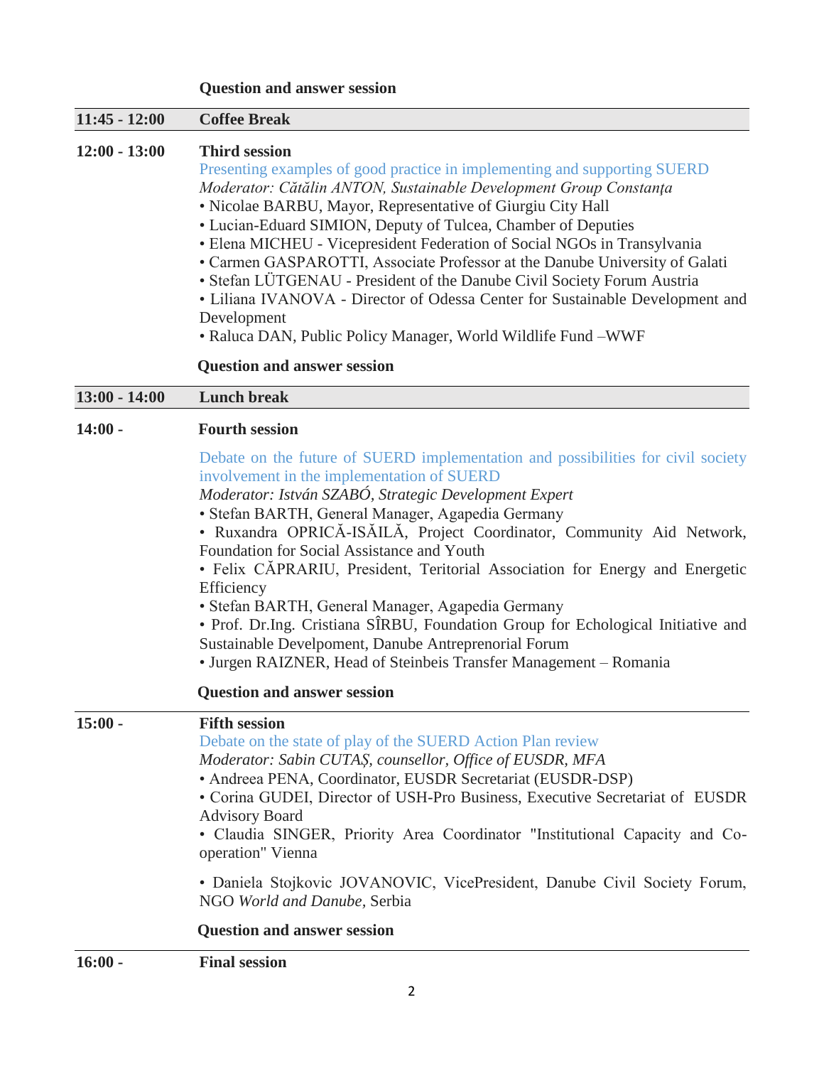**Question and answer session**

**11:45 - 12:00** **Coffee Break**

**12:00 - 13:00** **Third session**

Presenting examples of good practice in implementing and supporting SUERD

*Moderator: Cătălin ANTON, Sustainable Development Group Constanța*

- Nicolae BARBU, Mayor, Representative of Giurgiu City Hall
- Lucian-Eduard SIMION, Deputy of Tulcea, Chamber of Deputies
- Elena MICHEU - Vicepresident Federation of Social NGOs in Transylvania
- Carmen GASPAROTTI, Associate Professor at the Danube University of Galati
- Stefan LÜTGENAU - President of the Danube Civil Society Forum Austria
- Liliana IVANOVA - Director of Odessa Center for Sustainable Development and Development
- Raluca DAN, Public Policy Manager, World Wildlife Fund –WWF

**Question and answer session**

**13:00 - 14:00** **Lunch break**

**14:00 -** **Fourth session**

Debate on the future of SUERD implementation and possibilities for civil society involvement in the implementation of SUERD

*Moderator: István SZABÓ, Strategic Development Expert*

- Stefan BARTH, General Manager, Agapedia Germany
- Ruxandra OPRICĂ-ISĂILĂ, Project Coordinator, Community Aid Network, Foundation for Social Assistance and Youth
- Felix CĂPRARIU, President, Teritorial Association for Energy and Energetic Efficiency
- Stefan BARTH, General Manager, Agapedia Germany
- Prof. Dr.Ing. Cristiana SÎRBU, Foundation Group for Echological Initiative and Sustainable Develpoment, Danube Antreprenorial Forum
- Jurgen RAIZNER, Head of Steinbeis Transfer Management – Romania

**Question and answer session**

**15:00 -** **Fifth session**

Debate on the state of play of the SUERD Action Plan review

*Moderator: Sabin CUTAȘ, counsellor, Office of EUSDR, MFA*

- Andreea PENA, Coordinator, EUSDR Secretariat (EUSDR-DSP)
- Corina GUDEI, Director of USH-Pro Business, Executive Secretariat of EUSDR Advisory Board
- Claudia SINGER, Priority Area Coordinator "Institutional Capacity and Co-operation" Vienna
- Daniela Stojkovic JOVANOVIC, VicePresident, Danube Civil Society Forum, NGO *World and Danube*, Serbia

**Question and answer session**

**16:00 -** **Final session**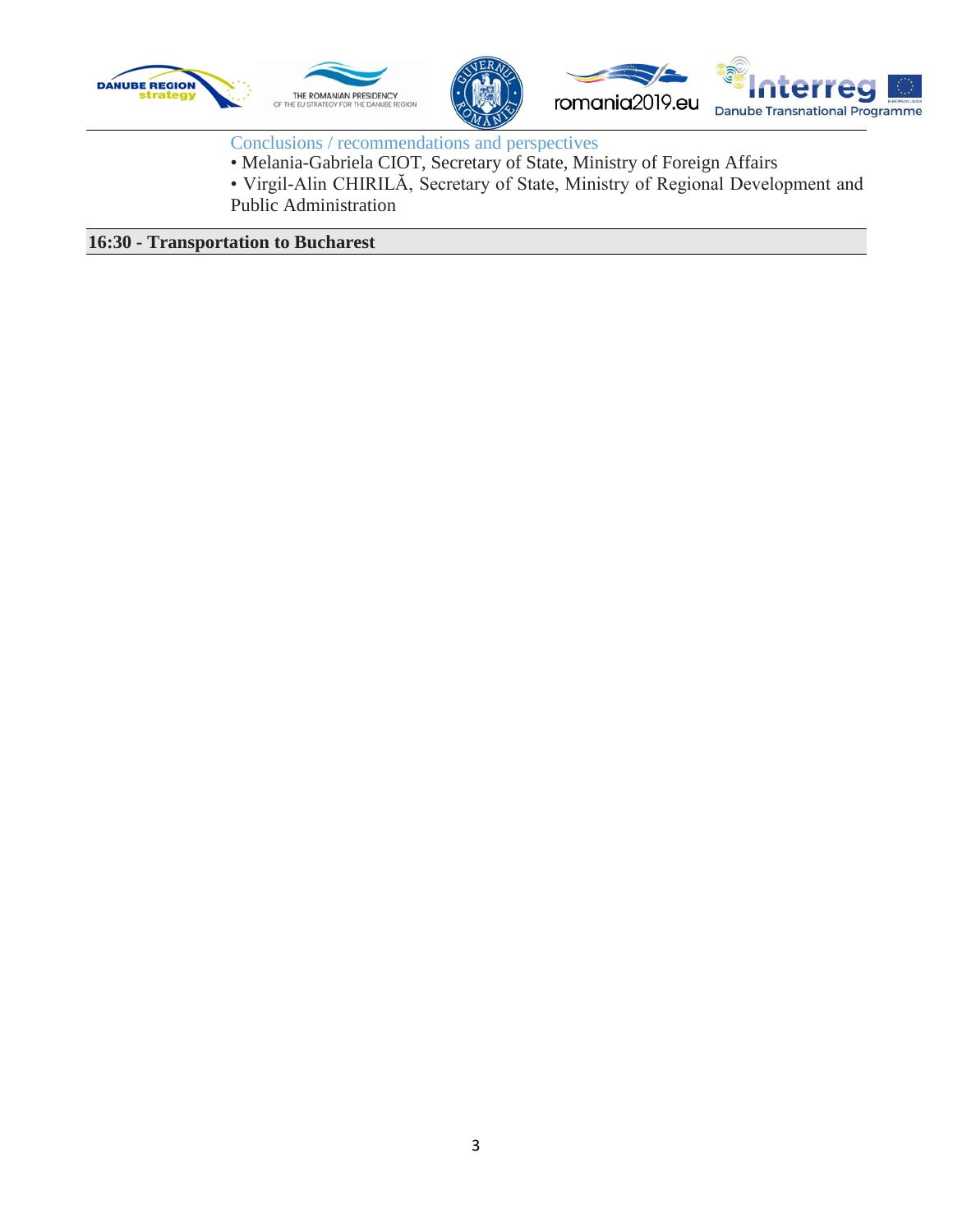Conclusions / recommendations and perspectives

- Melania-Gabriela CIOT, Secretary of State, Ministry of Foreign Affairs
- Virgil-Alin CHIRILĂ, Secretary of State, Ministry of Regional Development and Public Administration

**16:30 - Transportation to Bucharest**